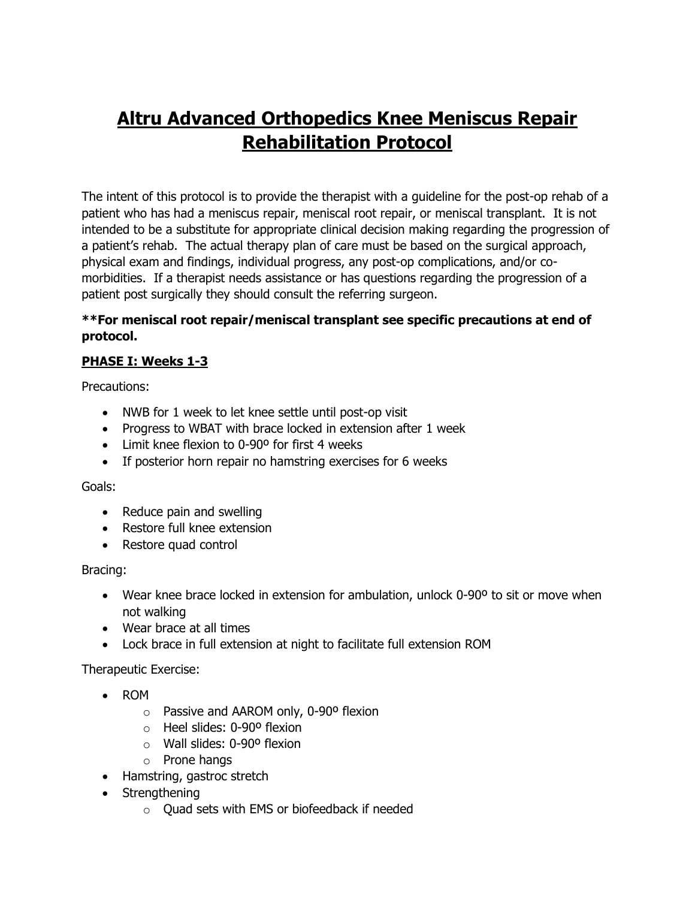# Altru Advanced Orthopedics Knee Meniscus Repair Rehabilitation Protocol

The intent of this protocol is to provide the therapist with a guideline for the post-op rehab of a patient who has had a meniscus repair, meniscal root repair, or meniscal transplant. It is not intended to be a substitute for appropriate clinical decision making regarding the progression of a patient's rehab. The actual therapy plan of care must be based on the surgical approach, physical exam and findings, individual progress, any post-op complications, and/or co-morbidities. If a therapist needs assistance or has questions regarding the progression of a patient post surgically they should consult the referring surgeon.

**\*\*For meniscal root repair/meniscal transplant see specific precautions at end of protocol.**

## PHASE I: Weeks 1-3

Precautions:

- NWB for 1 week to let knee settle until post-op visit
- Progress to WBAT with brace locked in extension after 1 week
- Limit knee flexion to 0-90º for first 4 weeks
- If posterior horn repair no hamstring exercises for 6 weeks

Goals:

- Reduce pain and swelling
- Restore full knee extension
- Restore quad control

Bracing:

- Wear knee brace locked in extension for ambulation, unlock 0-90º to sit or move when not walking
- Wear brace at all times
- Lock brace in full extension at night to facilitate full extension ROM

Therapeutic Exercise:

- ROM
  - Passive and AAROM only, 0-90º flexion
  - Heel slides: 0-90º flexion
  - Wall slides: 0-90º flexion
  - Prone hangs
- Hamstring, gastroc stretch
- Strengthening
  - Quad sets with EMS or biofeedback if needed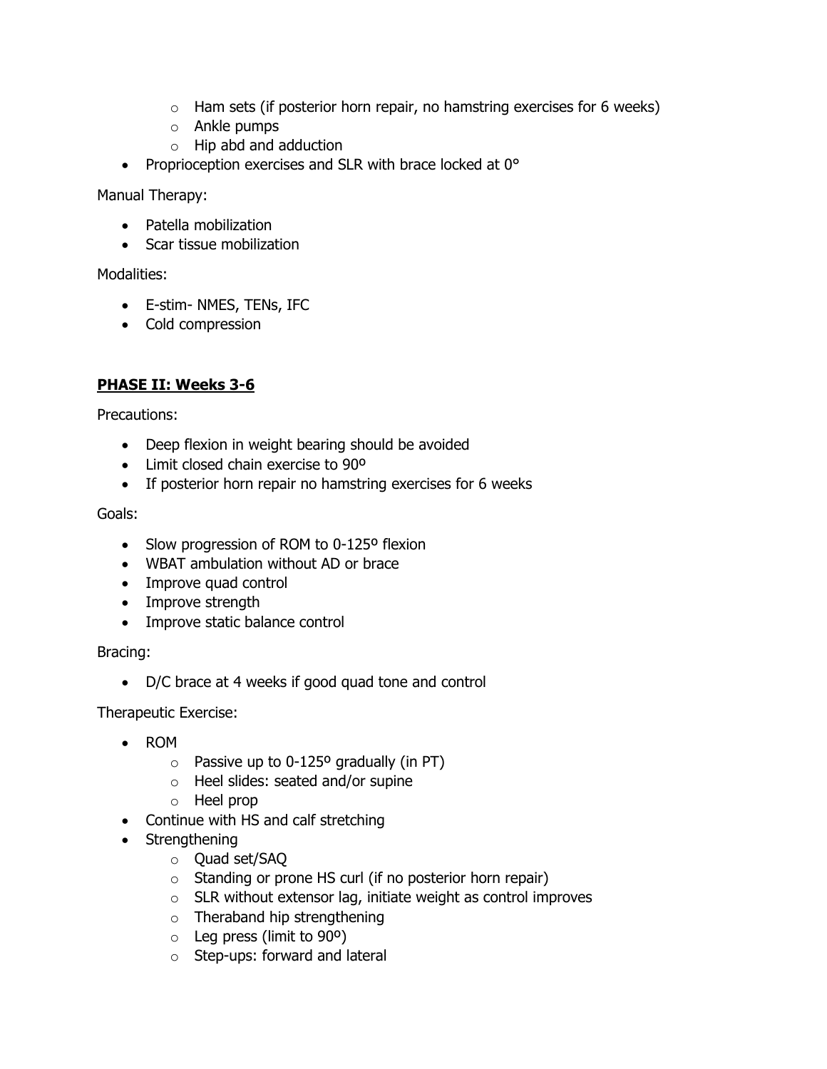- Ham sets (if posterior horn repair, no hamstring exercises for 6 weeks)
  - Ankle pumps
  - Hip abd and adduction
- Proprioception exercises and SLR with brace locked at 0°

Manual Therapy:

- Patella mobilization
- Scar tissue mobilization

Modalities:

- E-stim- NMES, TENs, IFC
- Cold compression

## **PHASE II: Weeks 3-6**

Precautions:

- Deep flexion in weight bearing should be avoided
- Limit closed chain exercise to 90º
- If posterior horn repair no hamstring exercises for 6 weeks

Goals:

- Slow progression of ROM to 0-125º flexion
- WBAT ambulation without AD or brace
- Improve quad control
- Improve strength
- Improve static balance control

Bracing:

- D/C brace at 4 weeks if good quad tone and control

Therapeutic Exercise:

- ROM
  - Passive up to 0-125º gradually (in PT)
  - Heel slides: seated and/or supine
  - Heel prop
- Continue with HS and calf stretching
- Strengthening
  - Quad set/SAQ
  - Standing or prone HS curl (if no posterior horn repair)
  - SLR without extensor lag, initiate weight as control improves
  - Theraband hip strengthening
  - Leg press (limit to 90º)
  - Step-ups: forward and lateral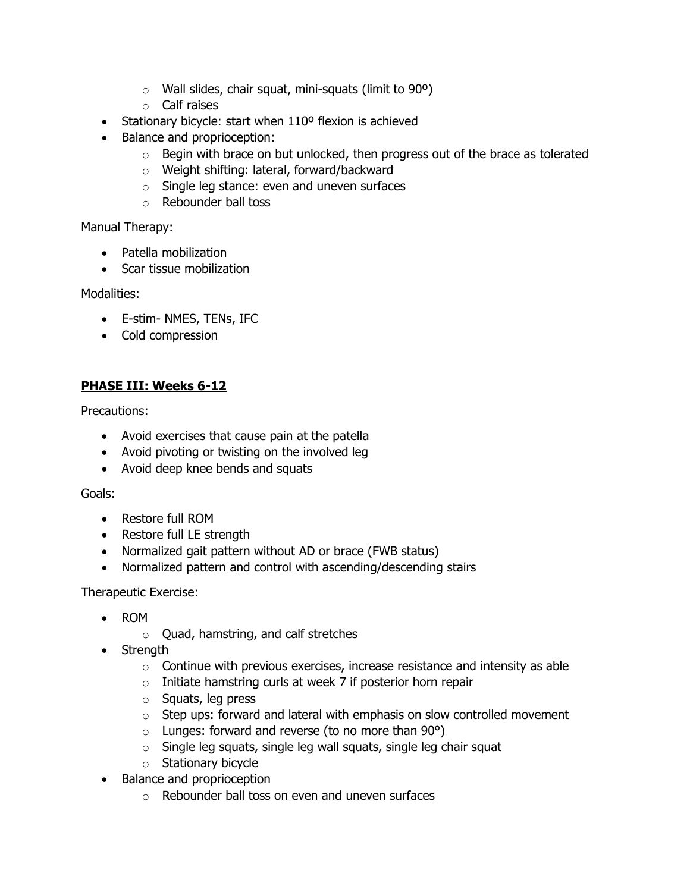- Wall slides, chair squat, mini-squats (limit to 90º)
  - Calf raises
- Stationary bicycle: start when 110º flexion is achieved
- Balance and proprioception:
  - Begin with brace on but unlocked, then progress out of the brace as tolerated
  - Weight shifting: lateral, forward/backward
  - Single leg stance: even and uneven surfaces
  - Rebounder ball toss

Manual Therapy:

- Patella mobilization
- Scar tissue mobilization

Modalities:

- E-stim- NMES, TENs, IFC
- Cold compression

## PHASE III: Weeks 6-12

Precautions:

- Avoid exercises that cause pain at the patella
- Avoid pivoting or twisting on the involved leg
- Avoid deep knee bends and squats

Goals:

- Restore full ROM
- Restore full LE strength
- Normalized gait pattern without AD or brace (FWB status)
- Normalized pattern and control with ascending/descending stairs

Therapeutic Exercise:

- ROM
  - Quad, hamstring, and calf stretches
- Strength
  - Continue with previous exercises, increase resistance and intensity as able
  - Initiate hamstring curls at week 7 if posterior horn repair
  - Squats, leg press
  - Step ups: forward and lateral with emphasis on slow controlled movement
  - Lunges: forward and reverse (to no more than 90°)
  - Single leg squats, single leg wall squats, single leg chair squat
  - Stationary bicycle
- Balance and proprioception
  - Rebounder ball toss on even and uneven surfaces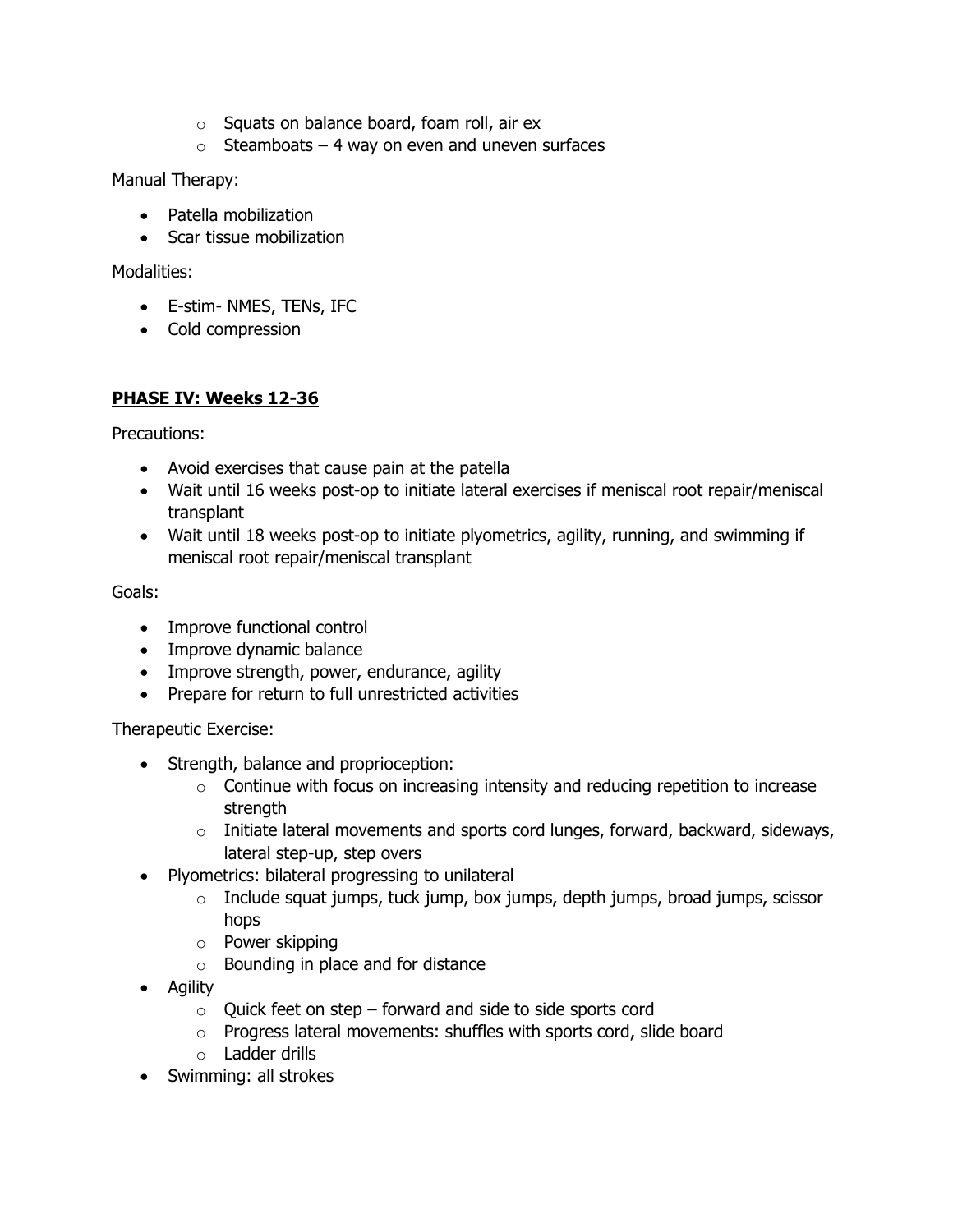- Squats on balance board, foam roll, air ex
    - Steamboats – 4 way on even and uneven surfaces

Manual Therapy:

- Patella mobilization
- Scar tissue mobilization

Modalities:

- E-stim- NMES, TENs, IFC
- Cold compression

## **PHASE IV: Weeks 12-36**

Precautions:

- Avoid exercises that cause pain at the patella
- Wait until 16 weeks post-op to initiate lateral exercises if meniscal root repair/meniscal transplant
- Wait until 18 weeks post-op to initiate plyometrics, agility, running, and swimming if meniscal root repair/meniscal transplant

Goals:

- Improve functional control
- Improve dynamic balance
- Improve strength, power, endurance, agility
- Prepare for return to full unrestricted activities

Therapeutic Exercise:

- Strength, balance and proprioception:
    - Continue with focus on increasing intensity and reducing repetition to increase strength
    - Initiate lateral movements and sports cord lunges, forward, backward, sideways, lateral step-up, step overs
- Plyometrics: bilateral progressing to unilateral
    - Include squat jumps, tuck jump, box jumps, depth jumps, broad jumps, scissor hops
    - Power skipping
    - Bounding in place and for distance
- Agility
    - Quick feet on step – forward and side to side sports cord
    - Progress lateral movements: shuffles with sports cord, slide board
    - Ladder drills
- Swimming: all strokes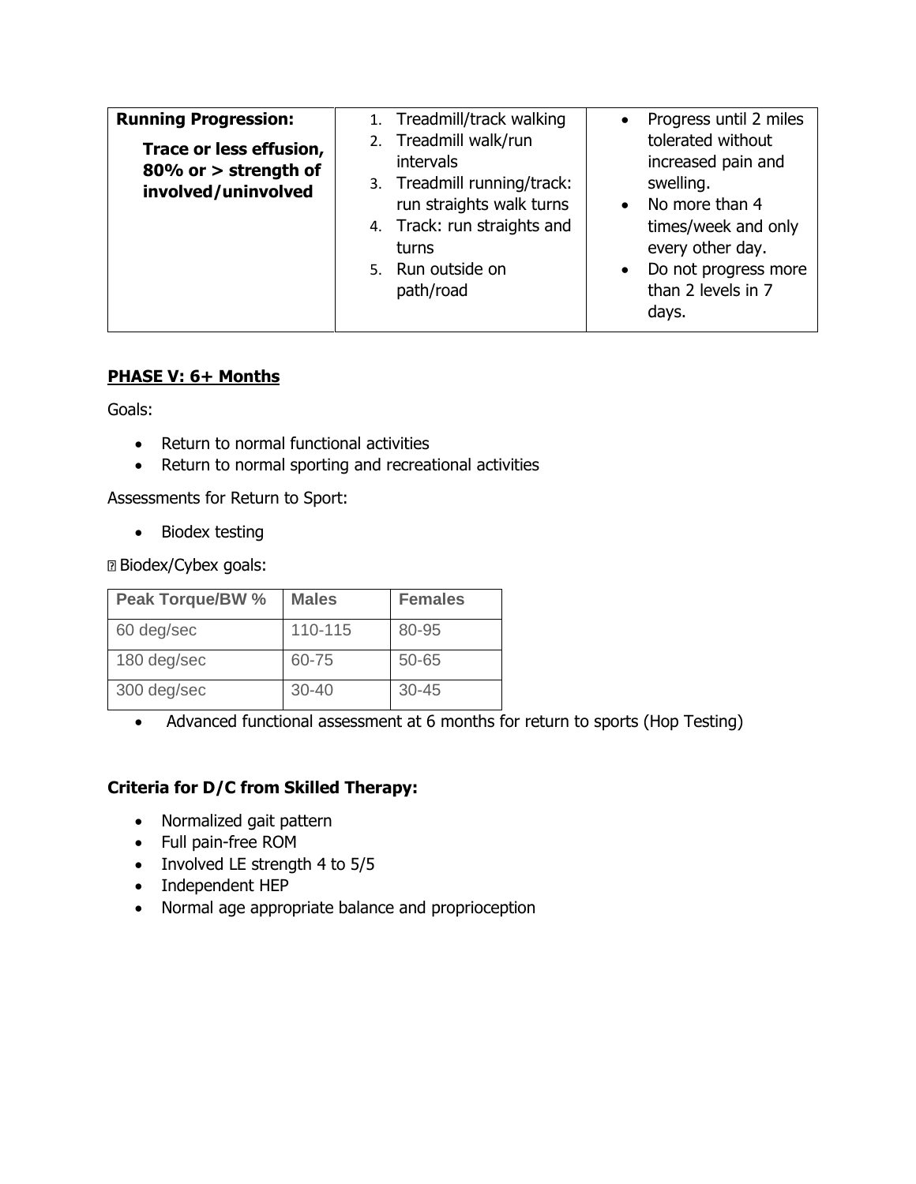| Running Progression: Trace or less effusion, 80% or > strength of involved/uninvolved | 1. Treadmill/track walking<br>2. Treadmill walk/run intervals<br>3. Treadmill running/track: run straights walk turns<br>4. Track: run straights and turns<br>5. Run outside on path/road | • Progress until 2 miles tolerated without increased pain and swelling.<br>• No more than 4 times/week and only every other day.<br>• Do not progress more than 2 levels in 7 days. |
|---|---|---|

## PHASE V: 6+ Months

Goals:

- Return to normal functional activities
- Return to normal sporting and recreational activities

Assessments for Return to Sport:

- Biodex testing

 Biodex/Cybex goals:

| Peak Torque/BW % | Males | Females |
|---|---|---|
| 60 deg/sec | 110-115 | 80-95 |
| 180 deg/sec | 60-75 | 50-65 |
| 300 deg/sec | 30-40 | 30-45 |

- Advanced functional assessment at 6 months for return to sports (Hop Testing)

**Criteria for D/C from Skilled Therapy:**

- Normalized gait pattern
- Full pain-free ROM
- Involved LE strength 4 to 5/5
- Independent HEP
- Normal age appropriate balance and proprioception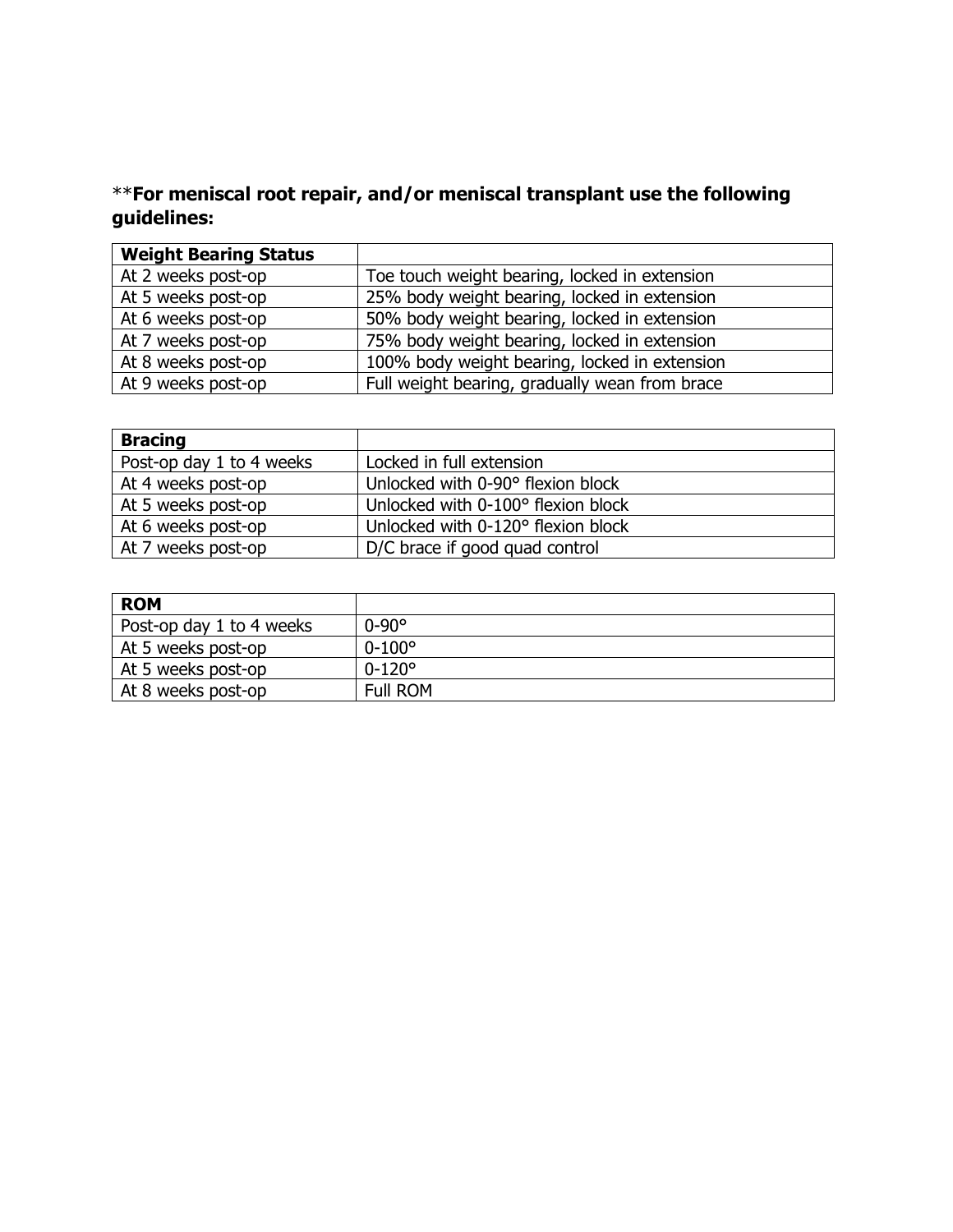**For meniscal root repair, and/or meniscal transplant use the following guidelines:**

| **Weight Bearing Status** | |
|---|---|
| At 2 weeks post-op | Toe touch weight bearing, locked in extension |
| At 5 weeks post-op | 25% body weight bearing, locked in extension |
| At 6 weeks post-op | 50% body weight bearing, locked in extension |
| At 7 weeks post-op | 75% body weight bearing, locked in extension |
| At 8 weeks post-op | 100% body weight bearing, locked in extension |
| At 9 weeks post-op | Full weight bearing, gradually wean from brace |

| **Bracing** | |
|---|---|
| Post-op day 1 to 4 weeks | Locked in full extension |
| At 4 weeks post-op | Unlocked with 0-90° flexion block |
| At 5 weeks post-op | Unlocked with 0-100° flexion block |
| At 6 weeks post-op | Unlocked with 0-120° flexion block |
| At 7 weeks post-op | D/C brace if good quad control |

| **ROM** | |
|---|---|
| Post-op day 1 to 4 weeks | 0-90° |
| At 5 weeks post-op | 0-100° |
| At 5 weeks post-op | 0-120° |
| At 8 weeks post-op | Full ROM |